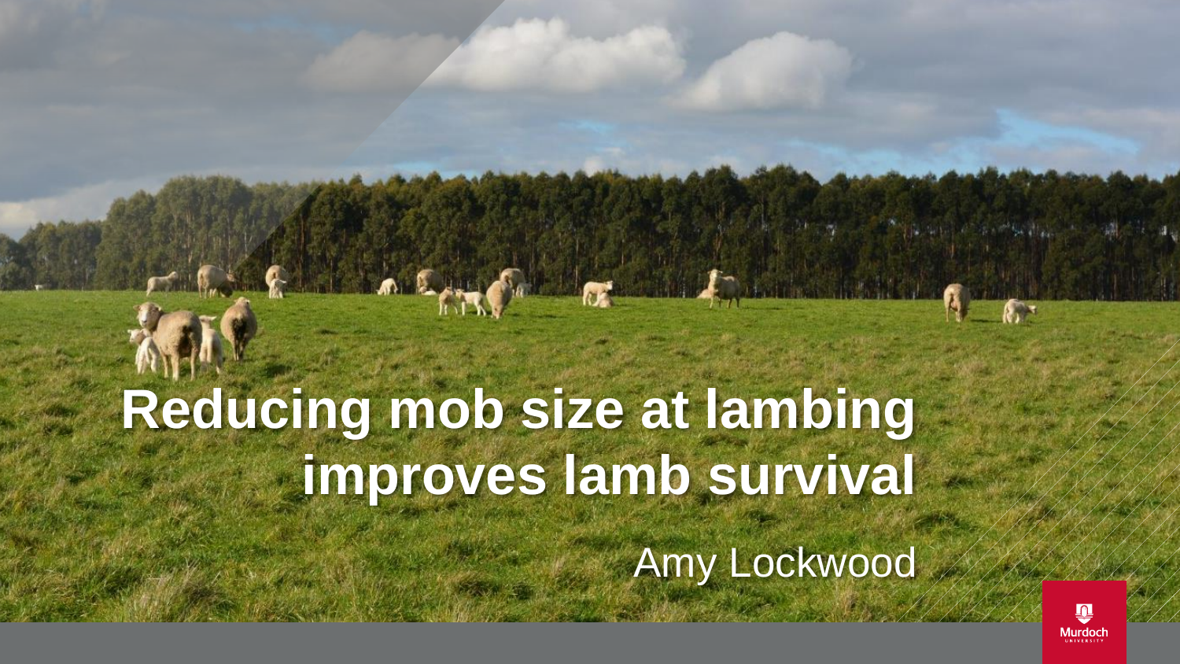# Reducing mob size at lambing improves lamb survival

Amy Lockwood

Murdoch University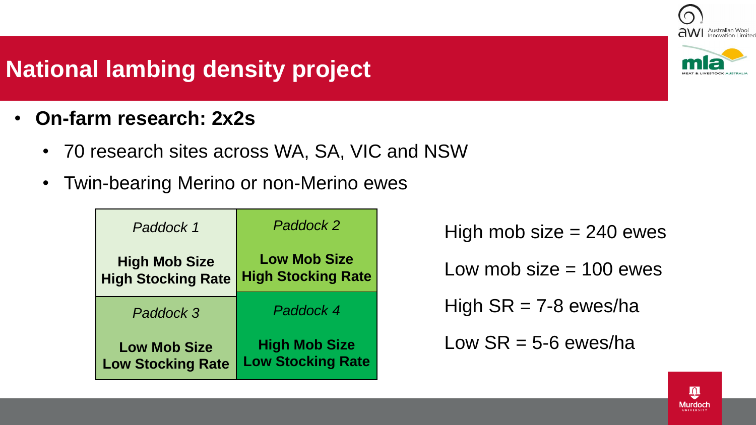# National lambing density project

- **On-farm research: 2x2s**
  - 70 research sites across WA, SA, VIC and NSW
  - Twin-bearing Merino or non-Merino ewes

| *Paddock 1*<br>**High Mob Size**<br>**High Stocking Rate** | *Paddock 2*<br>**Low Mob Size**<br>**High Stocking Rate** |
|---|---|
| *Paddock 3*<br>**Low Mob Size**<br>**Low Stocking Rate** | *Paddock 4*<br>**High Mob Size**<br>**Low Stocking Rate** |

High mob size = 240 ewes

Low mob size = 100 ewes

High SR = 7-8 ewes/ha

Low SR = 5-6 ewes/ha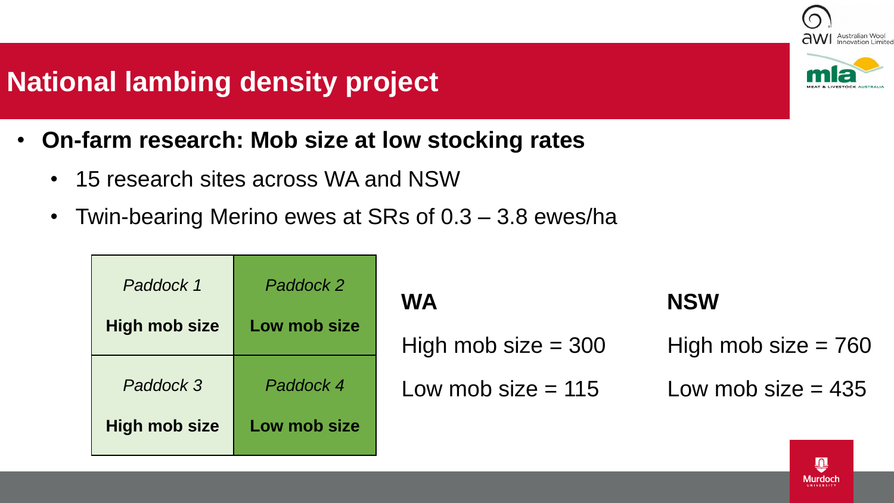# National lambing density project

- **On-farm research: Mob size at low stocking rates**
  - 15 research sites across WA and NSW
  - Twin-bearing Merino ewes at SRs of 0.3 – 3.8 ewes/ha

| *Paddock 1*<br>**High mob size** | *Paddock 2*<br>**Low mob size** |
|---|---|
| *Paddock 3*<br>**High mob size** | *Paddock 4*<br>**Low mob size** |

**WA**

High mob size = 300

Low mob size = 115

**NSW**

High mob size = 760

Low mob size = 435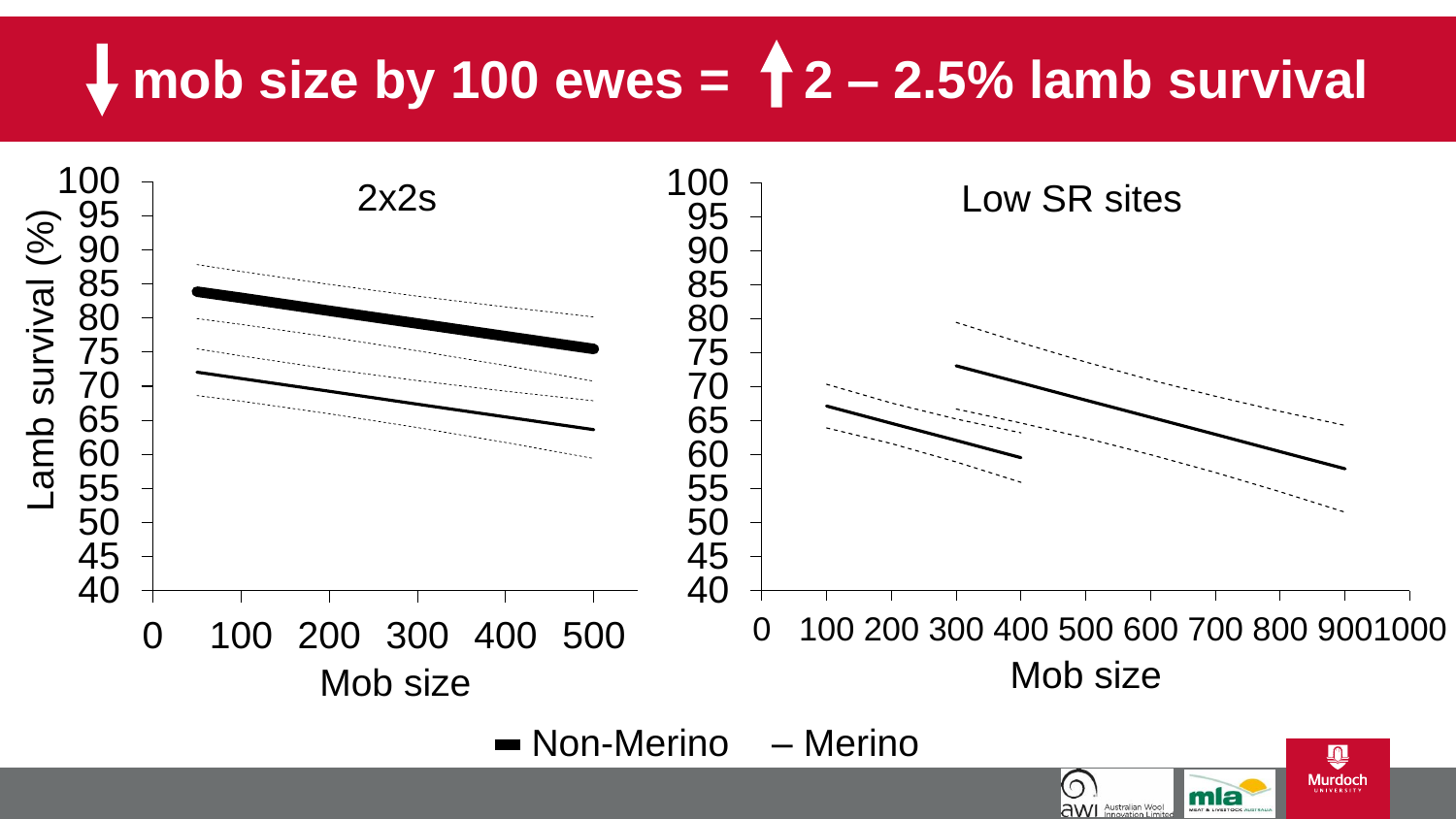# ↓ mob size by 100 ewes = ↑ 2 – 2.5% lamb survival

2x2s

Low SR sites

Lamb survival (%)

Mob size

Mob size

Non-Merino – Merino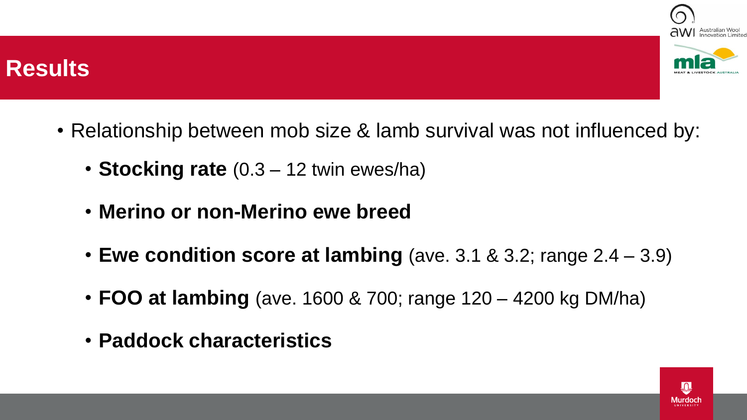# Results

- Relationship between mob size & lamb survival was not influenced by:
  - **Stocking rate** (0.3 – 12 twin ewes/ha)
  - **Merino or non-Merino ewe breed**
  - **Ewe condition score at lambing** (ave. 3.1 & 3.2; range 2.4 – 3.9)
  - **FOO at lambing** (ave. 1600 & 700; range 120 – 4200 kg DM/ha)
  - **Paddock characteristics**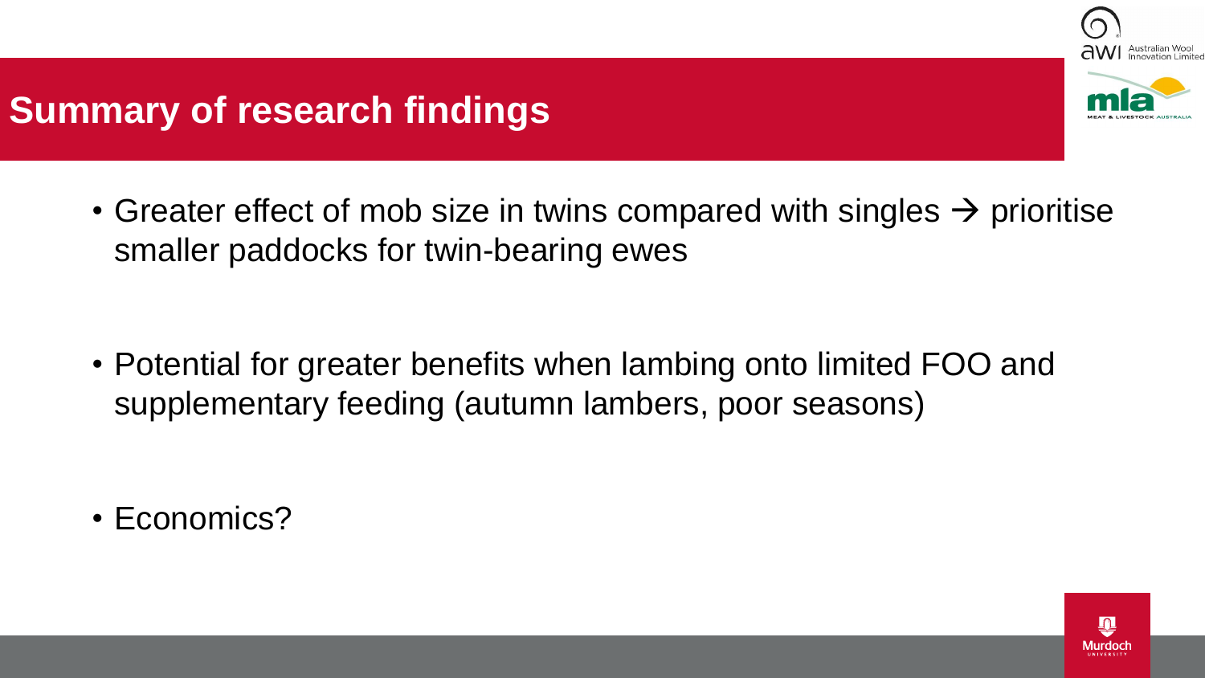# Summary of research findings

- Greater effect of mob size in twins compared with singles → prioritise smaller paddocks for twin-bearing ewes
- Potential for greater benefits when lambing onto limited FOO and supplementary feeding (autumn lambers, poor seasons)
- Economics?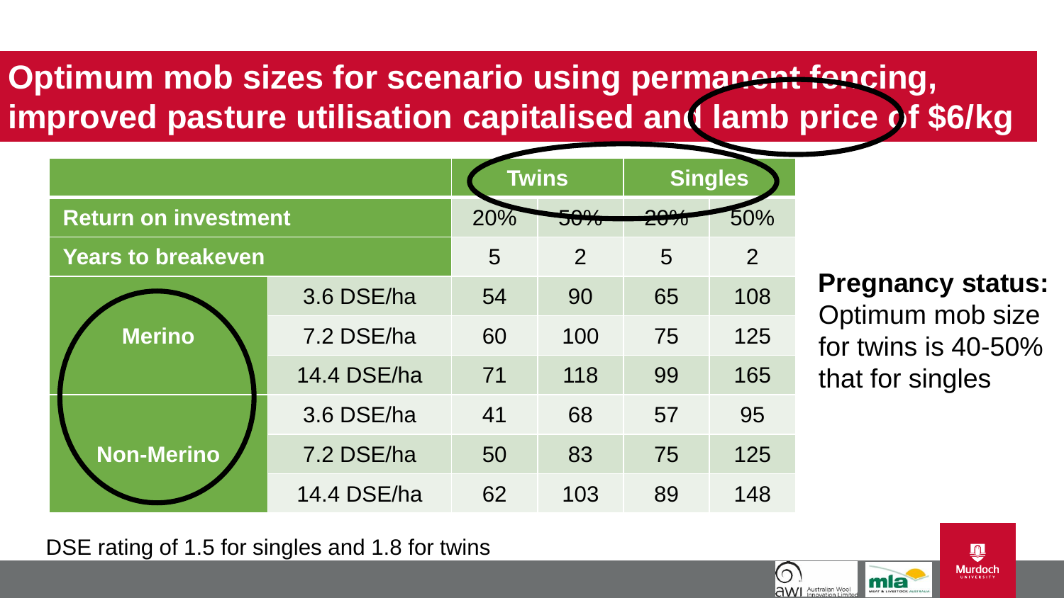# Optimum mob sizes for scenario using permanent fencing, improved pasture utilisation capitalised and lamb price of $6/kg

| | | Twins | | Singles | |
|---|---|---|---|---|---|
| **Return on investment** | | 20% | 50% | 20% | 50% |
| **Years to breakeven** | | 5 | 2 | 5 | 2 |
| **Merino** | 3.6 DSE/ha | 54 | 90 | 65 | 108 |
| | 7.2 DSE/ha | 60 | 100 | 75 | 125 |
| | 14.4 DSE/ha | 71 | 118 | 99 | 165 |
| **Non-Merino** | 3.6 DSE/ha | 41 | 68 | 57 | 95 |
| | 7.2 DSE/ha | 50 | 83 | 75 | 125 |
| | 14.4 DSE/ha | 62 | 103 | 89 | 148 |

**Pregnancy status:** Optimum mob size for twins is 40-50% that for singles

DSE rating of 1.5 for singles and 1.8 for twins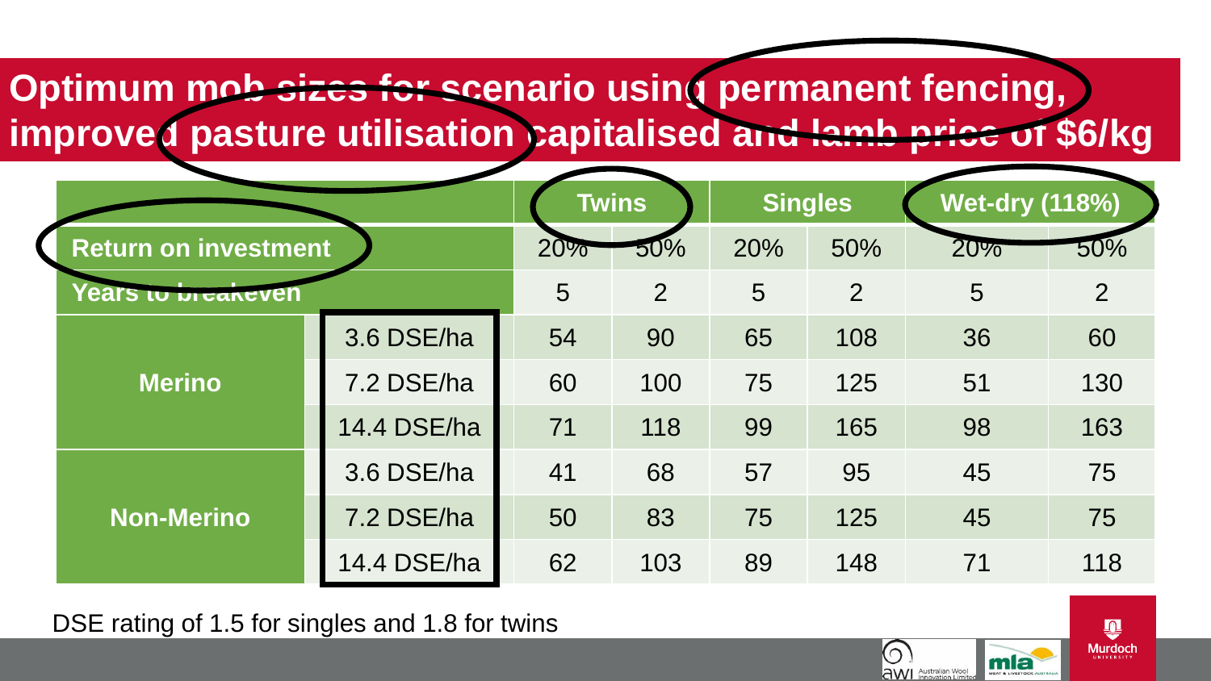# Optimum mob sizes for scenario using permanent fencing, improved pasture utilisation capitalised and lamb price of $6/kg

| | | Twins | | Singles | | Wet-dry (118%) | |
|---|---|---|---|---|---|---|---|
| Return on investment | | 20% | 50% | 20% | 50% | 20% | 50% |
| Years to breakeven | | 5 | 2 | 5 | 2 | 5 | 2 |
| Merino | 3.6 DSE/ha | 54 | 90 | 65 | 108 | 36 | 60 |
| | 7.2 DSE/ha | 60 | 100 | 75 | 125 | 51 | 130 |
| | 14.4 DSE/ha | 71 | 118 | 99 | 165 | 98 | 163 |
| Non-Merino | 3.6 DSE/ha | 41 | 68 | 57 | 95 | 45 | 75 |
| | 7.2 DSE/ha | 50 | 83 | 75 | 125 | 45 | 75 |
| | 14.4 DSE/ha | 62 | 103 | 89 | 148 | 71 | 118 |

DSE rating of 1.5 for singles and 1.8 for twins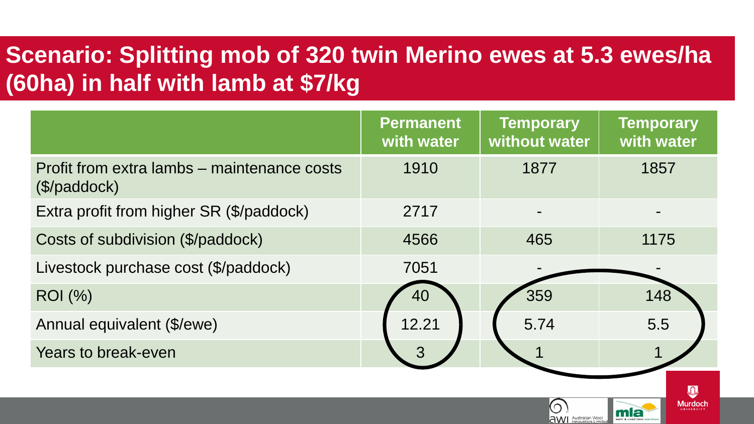# Scenario: Splitting mob of 320 twin Merino ewes at 5.3 ewes/ha (60ha) in half with lamb at $7/kg

| | Permanent with water | Temporary without water | Temporary with water |
|---|---|---|---|
| Profit from extra lambs – maintenance costs ($/paddock) | 1910 | 1877 | 1857 |
| Extra profit from higher SR ($/paddock) | 2717 | - | - |
| Costs of subdivision ($/paddock) | 4566 | 465 | 1175 |
| Livestock purchase cost ($/paddock) | 7051 | - | - |
| ROI (%) | 40 | 359 | 148 |
| Annual equivalent ($/ewe) | 12.21 | 5.74 | 5.5 |
| Years to break-even | 3 | 1 | 1 |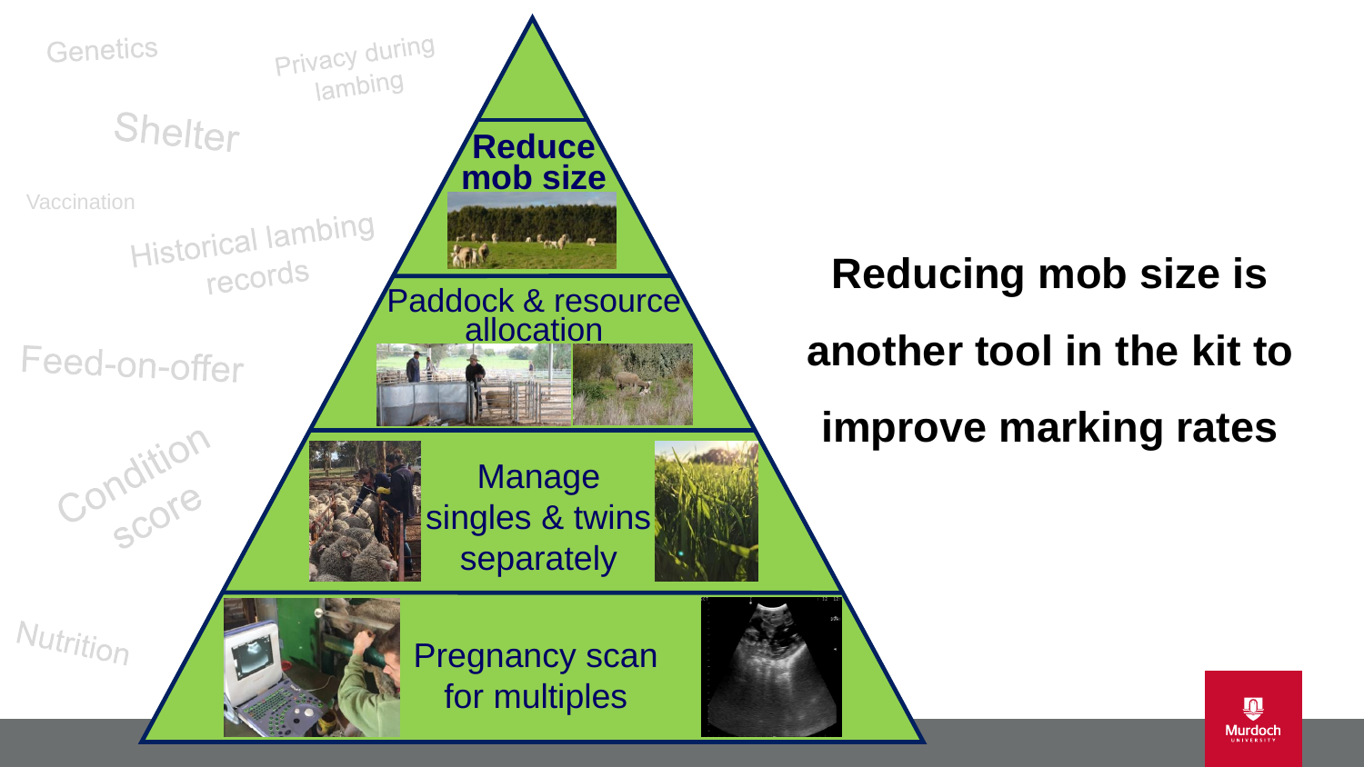Genetics

Privacy during lambing

Shelter

Vaccination

Historical lambing records

Feed-on-offer

Condition score

Nutrition

**Reduce mob size**

Paddock & resource allocation

Manage singles & twins separately

Pregnancy scan for multiples

**Reducing mob size is another tool in the kit to improve marking rates**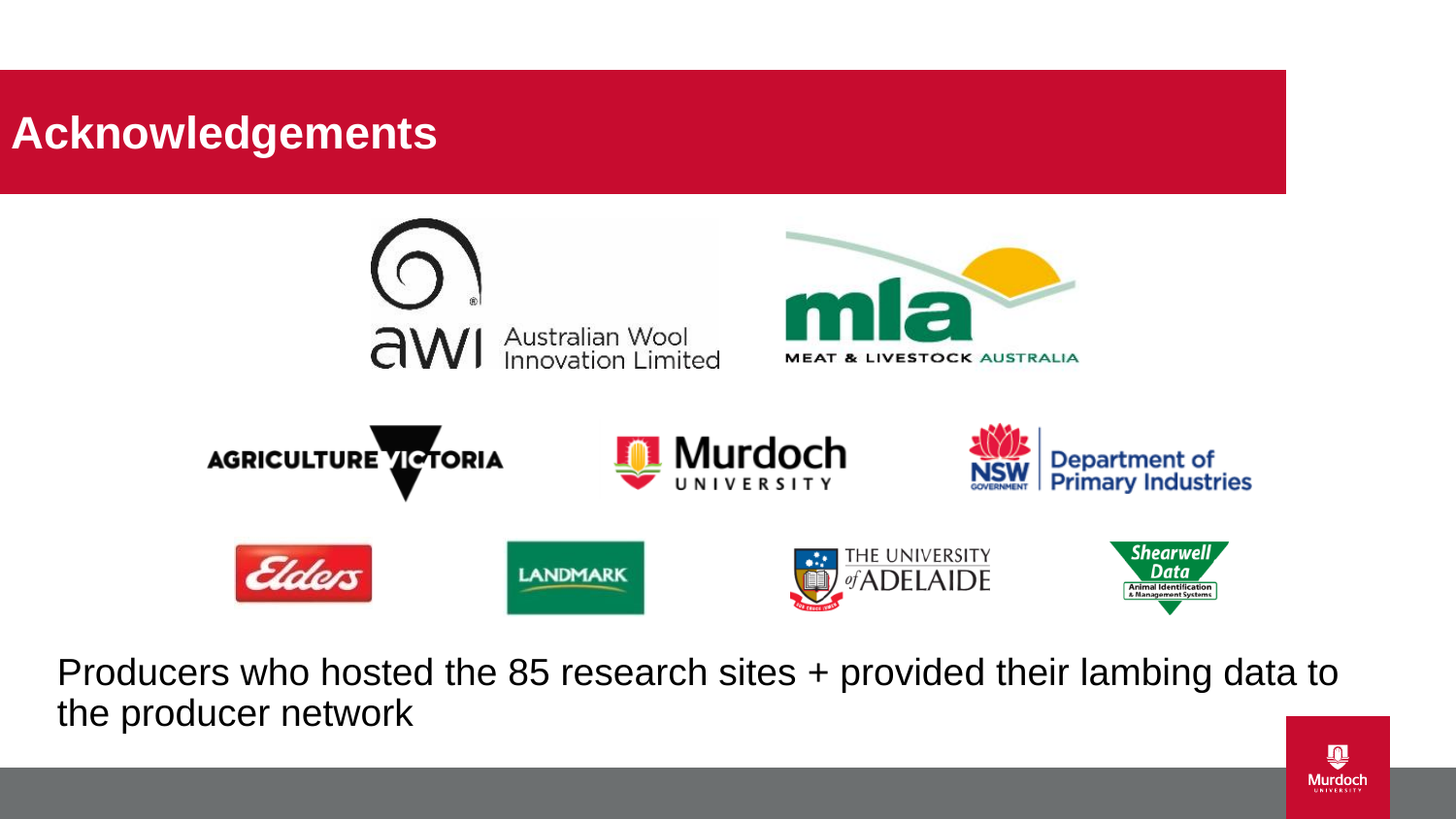# Acknowledgements

Australian Wool Innovation Limited

MEAT & LIVESTOCK AUSTRALIA

AGRICULTURE VICTORIA

Murdoch UNIVERSITY

NSW Department of Primary Industries

Elders

LANDMARK

THE UNIVERSITY of ADELAIDE

Shearwell Data Animal Identification & Management Systems

Producers who hosted the 85 research sites + provided their lambing data to the producer network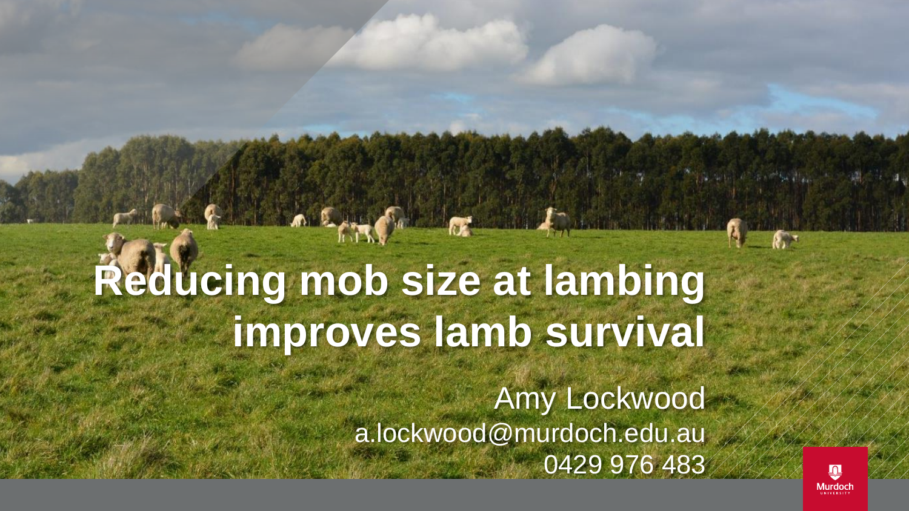# Reducing mob size at lambing improves lamb survival

Amy Lockwood
a.lockwood@murdoch.edu.au
0429 976 483

Murdoch UNIVERSITY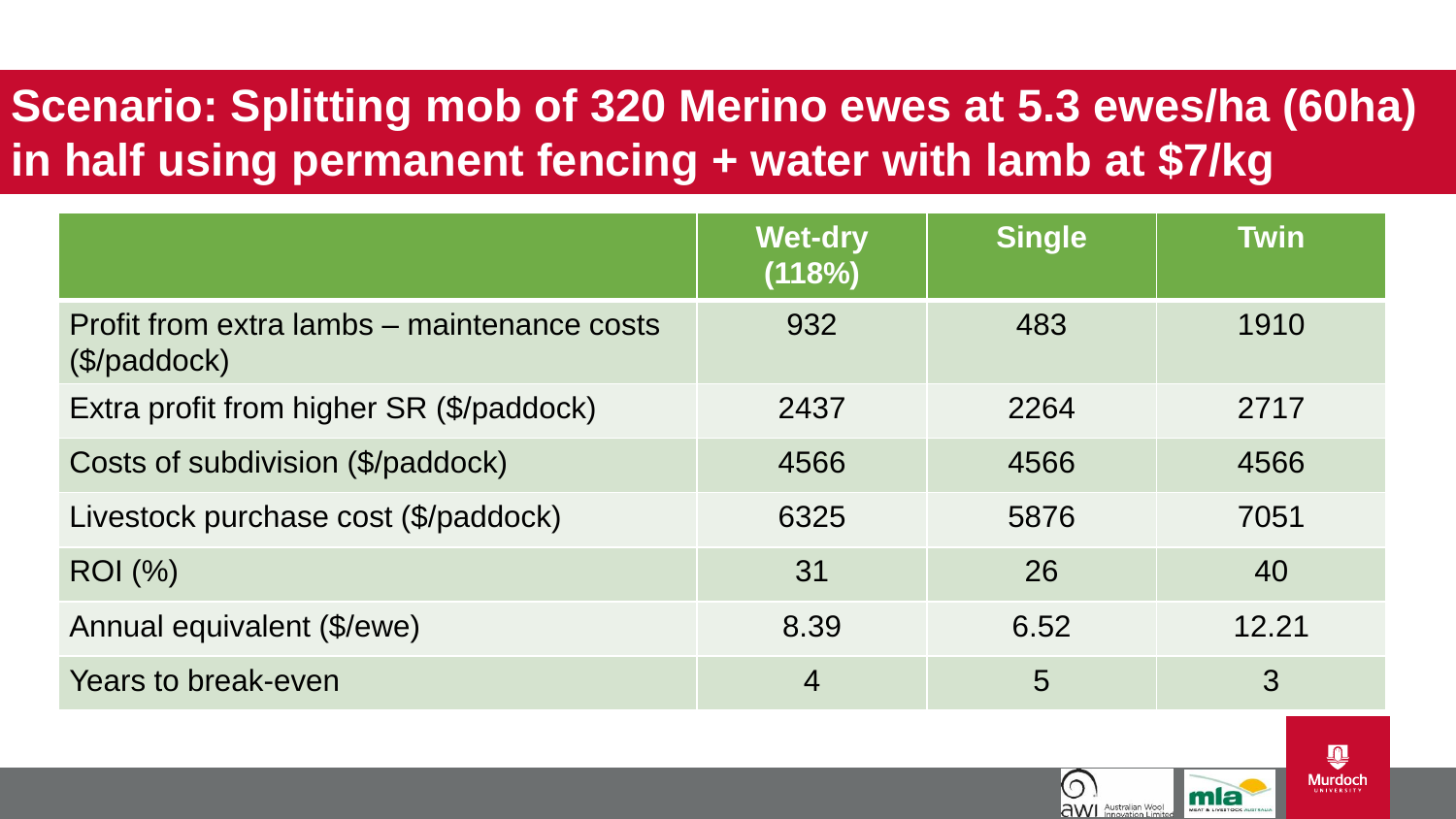# Scenario: Splitting mob of 320 Merino ewes at 5.3 ewes/ha (60ha) in half using permanent fencing + water with lamb at $7/kg

| | Wet-dry (118%) | Single | Twin |
|---|---|---|---|
| Profit from extra lambs – maintenance costs ($/paddock) | 932 | 483 | 1910 |
| Extra profit from higher SR ($/paddock) | 2437 | 2264 | 2717 |
| Costs of subdivision ($/paddock) | 4566 | 4566 | 4566 |
| Livestock purchase cost ($/paddock) | 6325 | 5876 | 7051 |
| ROI (%) | 31 | 26 | 40 |
| Annual equivalent ($/ewe) | 8.39 | 6.52 | 12.21 |
| Years to break-even | 4 | 5 | 3 |